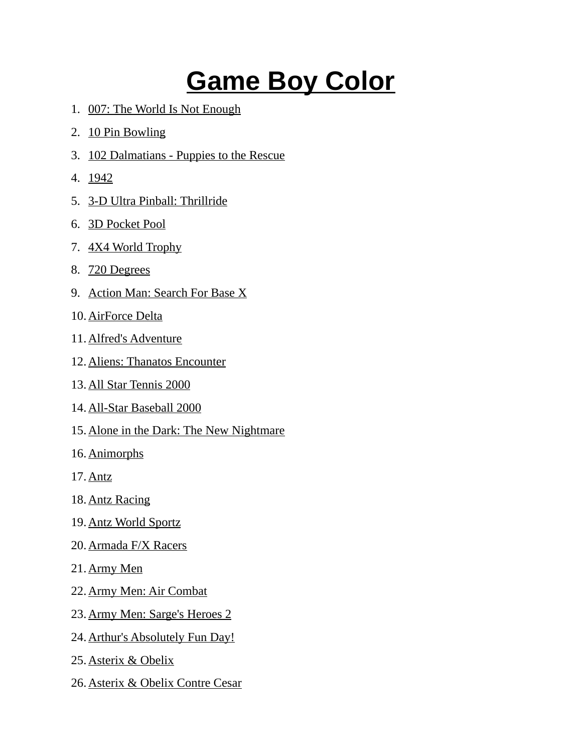# Game Boy Color

1. 007: The World Is Not Enough
2. 10 Pin Bowling
3. 102 Dalmatians - Puppies to the Rescue
4. 1942
5. 3-D Ultra Pinball: Thrillride
6. 3D Pocket Pool
7. 4X4 World Trophy
8. 720 Degrees
9. Action Man: Search For Base X
10. AirForce Delta
11. Alfred's Adventure
12. Aliens: Thanatos Encounter
13. All Star Tennis 2000
14. All-Star Baseball 2000
15. Alone in the Dark: The New Nightmare
16. Animorphs
17. Antz
18. Antz Racing
19. Antz World Sportz
20. Armada F/X Racers
21. Army Men
22. Army Men: Air Combat
23. Army Men: Sarge's Heroes 2
24. Arthur's Absolutely Fun Day!
25. Asterix & Obelix
26. Asterix & Obelix Contre Cesar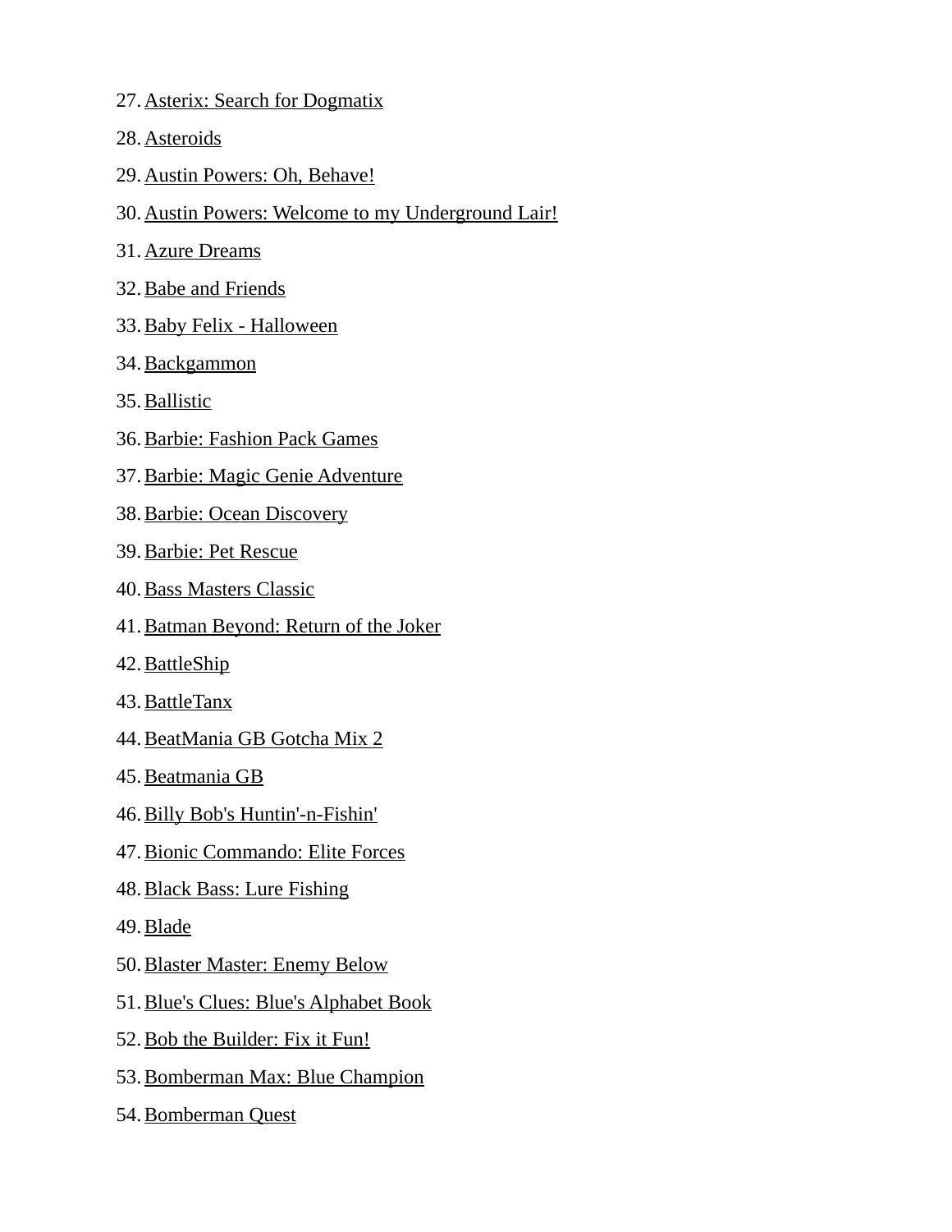27. Asterix: Search for Dogmatix
28. Asteroids
29. Austin Powers: Oh, Behave!
30. Austin Powers: Welcome to my Underground Lair!
31. Azure Dreams
32. Babe and Friends
33. Baby Felix - Halloween
34. Backgammon
35. Ballistic
36. Barbie: Fashion Pack Games
37. Barbie: Magic Genie Adventure
38. Barbie: Ocean Discovery
39. Barbie: Pet Rescue
40. Bass Masters Classic
41. Batman Beyond: Return of the Joker
42. BattleShip
43. BattleTanx
44. BeatMania GB Gotcha Mix 2
45. Beatmania GB
46. Billy Bob's Huntin'-n-Fishin'
47. Bionic Commando: Elite Forces
48. Black Bass: Lure Fishing
49. Blade
50. Blaster Master: Enemy Below
51. Blue's Clues: Blue's Alphabet Book
52. Bob the Builder: Fix it Fun!
53. Bomberman Max: Blue Champion
54. Bomberman Quest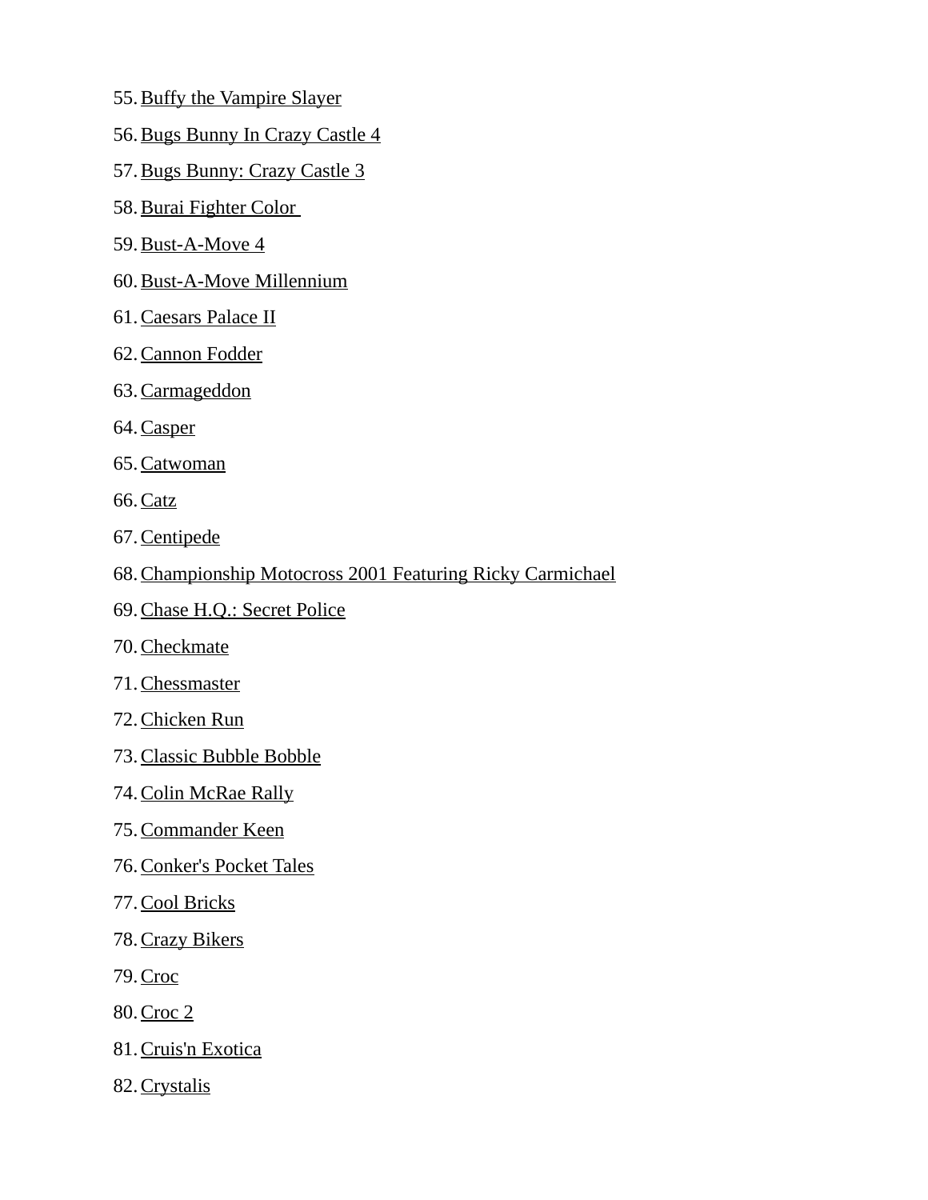55. Buffy the Vampire Slayer
56. Bugs Bunny In Crazy Castle 4
57. Bugs Bunny: Crazy Castle 3
58. Burai Fighter Color
59. Bust-A-Move 4
60. Bust-A-Move Millennium
61. Caesars Palace II
62. Cannon Fodder
63. Carmageddon
64. Casper
65. Catwoman
66. Catz
67. Centipede
68. Championship Motocross 2001 Featuring Ricky Carmichael
69. Chase H.Q.: Secret Police
70. Checkmate
71. Chessmaster
72. Chicken Run
73. Classic Bubble Bobble
74. Colin McRae Rally
75. Commander Keen
76. Conker's Pocket Tales
77. Cool Bricks
78. Crazy Bikers
79. Croc
80. Croc 2
81. Cruis'n Exotica
82. Crystalis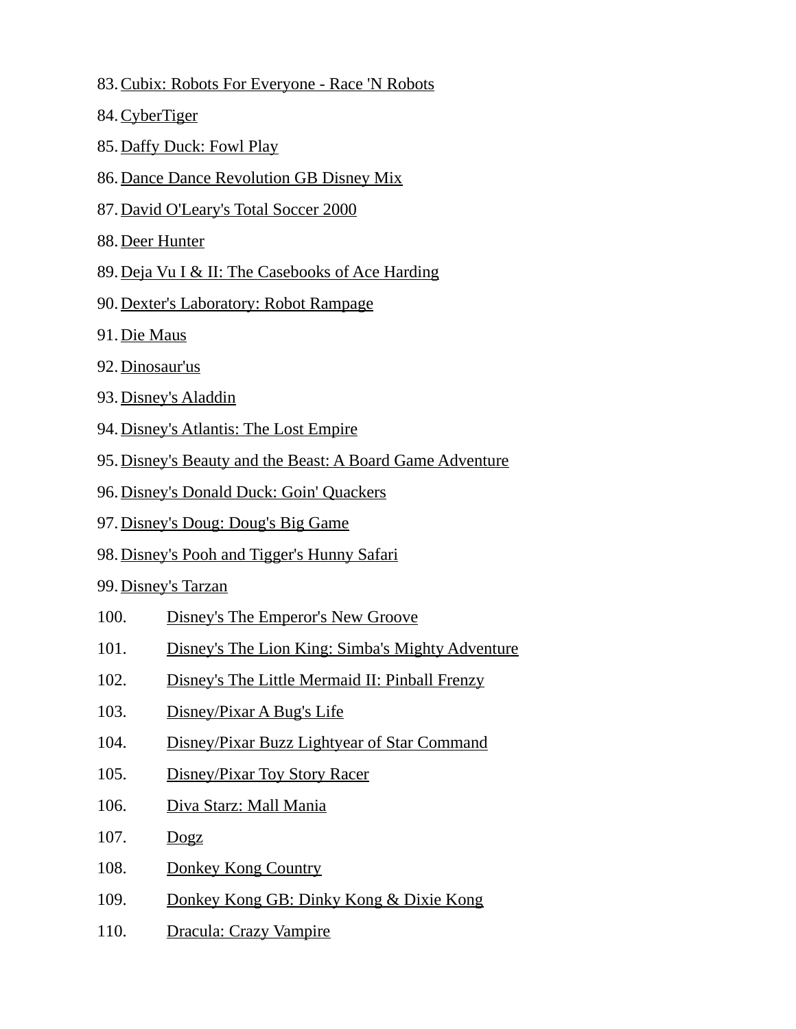83. Cubix: Robots For Everyone - Race 'N Robots
84. CyberTiger
85. Daffy Duck: Fowl Play
86. Dance Dance Revolution GB Disney Mix
87. David O'Leary's Total Soccer 2000
88. Deer Hunter
89. Deja Vu I & II: The Casebooks of Ace Harding
90. Dexter's Laboratory: Robot Rampage
91. Die Maus
92. Dinosaur'us
93. Disney's Aladdin
94. Disney's Atlantis: The Lost Empire
95. Disney's Beauty and the Beast: A Board Game Adventure
96. Disney's Donald Duck: Goin' Quackers
97. Disney's Doug: Doug's Big Game
98. Disney's Pooh and Tigger's Hunny Safari
99. Disney's Tarzan
100. Disney's The Emperor's New Groove
101. Disney's The Lion King: Simba's Mighty Adventure
102. Disney's The Little Mermaid II: Pinball Frenzy
103. Disney/Pixar A Bug's Life
104. Disney/Pixar Buzz Lightyear of Star Command
105. Disney/Pixar Toy Story Racer
106. Diva Starz: Mall Mania
107. Dogz
108. Donkey Kong Country
109. Donkey Kong GB: Dinky Kong & Dixie Kong
110. Dracula: Crazy Vampire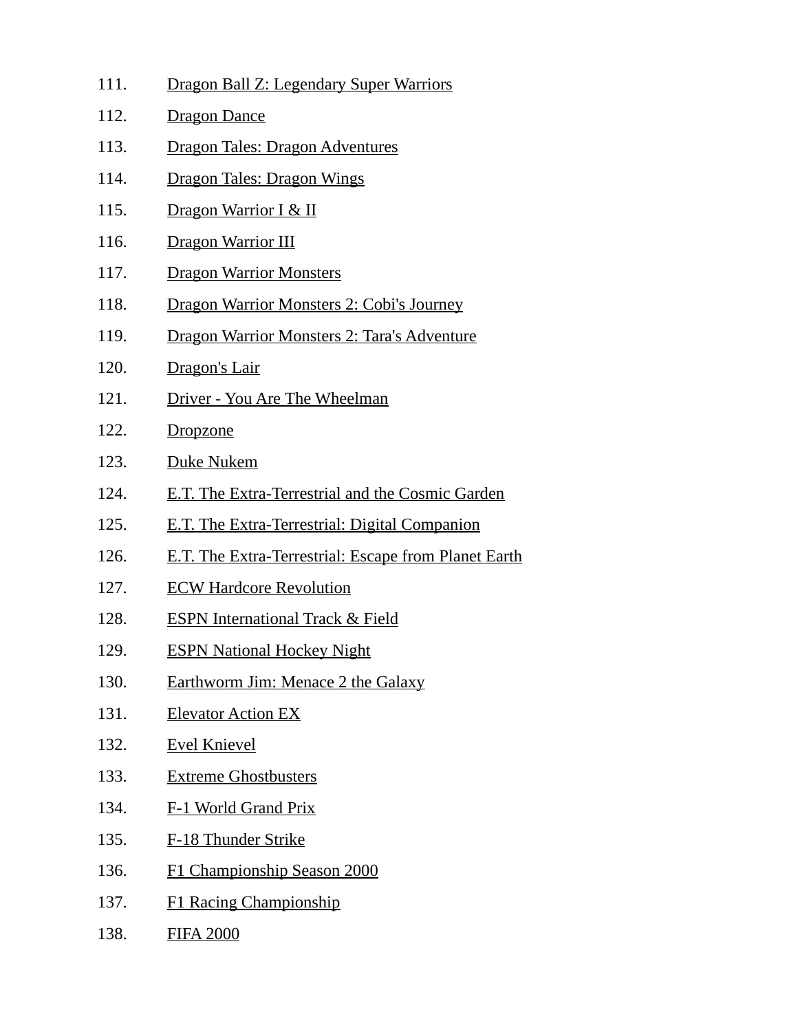111. Dragon Ball Z: Legendary Super Warriors
112. Dragon Dance
113. Dragon Tales: Dragon Adventures
114. Dragon Tales: Dragon Wings
115. Dragon Warrior I & II
116. Dragon Warrior III
117. Dragon Warrior Monsters
118. Dragon Warrior Monsters 2: Cobi's Journey
119. Dragon Warrior Monsters 2: Tara's Adventure
120. Dragon's Lair
121. Driver - You Are The Wheelman
122. Dropzone
123. Duke Nukem
124. E.T. The Extra-Terrestrial and the Cosmic Garden
125. E.T. The Extra-Terrestrial: Digital Companion
126. E.T. The Extra-Terrestrial: Escape from Planet Earth
127. ECW Hardcore Revolution
128. ESPN International Track & Field
129. ESPN National Hockey Night
130. Earthworm Jim: Menace 2 the Galaxy
131. Elevator Action EX
132. Evel Knievel
133. Extreme Ghostbusters
134. F-1 World Grand Prix
135. F-18 Thunder Strike
136. F1 Championship Season 2000
137. F1 Racing Championship
138. FIFA 2000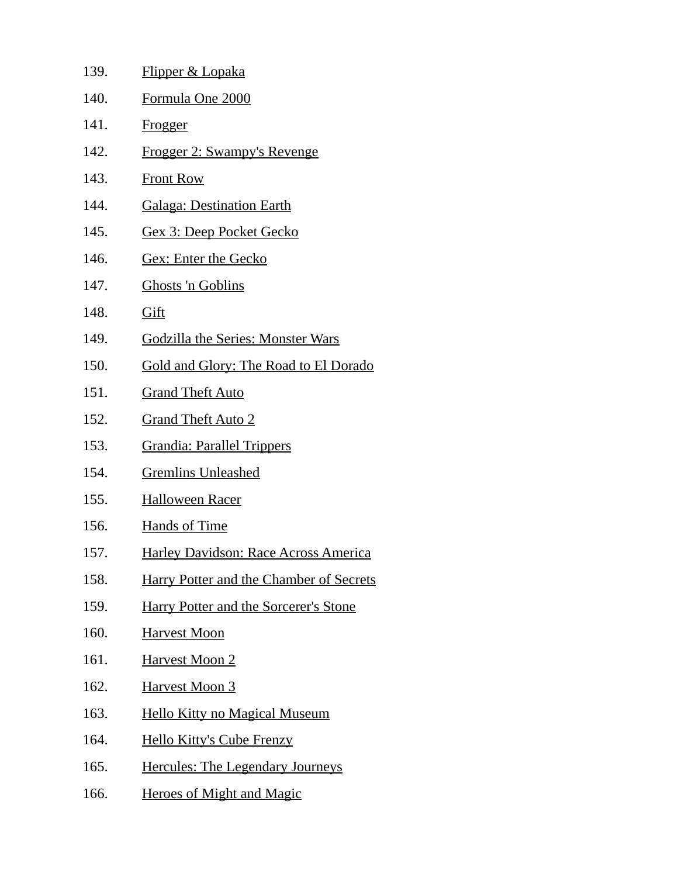139. Flipper & Lopaka
140. Formula One 2000
141. Frogger
142. Frogger 2: Swampy's Revenge
143. Front Row
144. Galaga: Destination Earth
145. Gex 3: Deep Pocket Gecko
146. Gex: Enter the Gecko
147. Ghosts 'n Goblins
148. Gift
149. Godzilla the Series: Monster Wars
150. Gold and Glory: The Road to El Dorado
151. Grand Theft Auto
152. Grand Theft Auto 2
153. Grandia: Parallel Trippers
154. Gremlins Unleashed
155. Halloween Racer
156. Hands of Time
157. Harley Davidson: Race Across America
158. Harry Potter and the Chamber of Secrets
159. Harry Potter and the Sorcerer's Stone
160. Harvest Moon
161. Harvest Moon 2
162. Harvest Moon 3
163. Hello Kitty no Magical Museum
164. Hello Kitty's Cube Frenzy
165. Hercules: The Legendary Journeys
166. Heroes of Might and Magic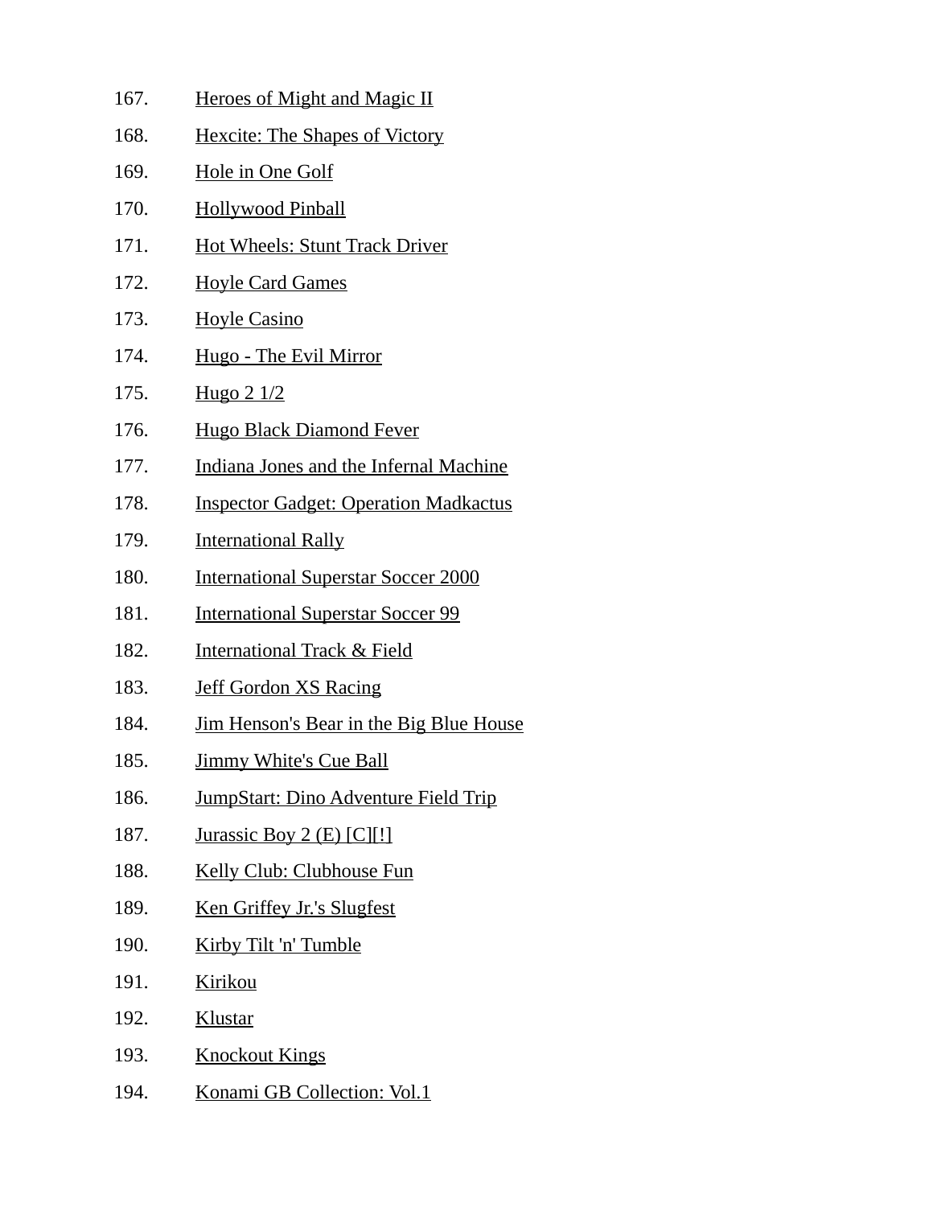167. Heroes of Might and Magic II
168. Hexcite: The Shapes of Victory
169. Hole in One Golf
170. Hollywood Pinball
171. Hot Wheels: Stunt Track Driver
172. Hoyle Card Games
173. Hoyle Casino
174. Hugo - The Evil Mirror
175. Hugo 2 1/2
176. Hugo Black Diamond Fever
177. Indiana Jones and the Infernal Machine
178. Inspector Gadget: Operation Madkactus
179. International Rally
180. International Superstar Soccer 2000
181. International Superstar Soccer 99
182. International Track & Field
183. Jeff Gordon XS Racing
184. Jim Henson's Bear in the Big Blue House
185. Jimmy White's Cue Ball
186. JumpStart: Dino Adventure Field Trip
187. Jurassic Boy 2 (E) [C][!]
188. Kelly Club: Clubhouse Fun
189. Ken Griffey Jr.'s Slugfest
190. Kirby Tilt 'n' Tumble
191. Kirikou
192. Klustar
193. Knockout Kings
194. Konami GB Collection: Vol.1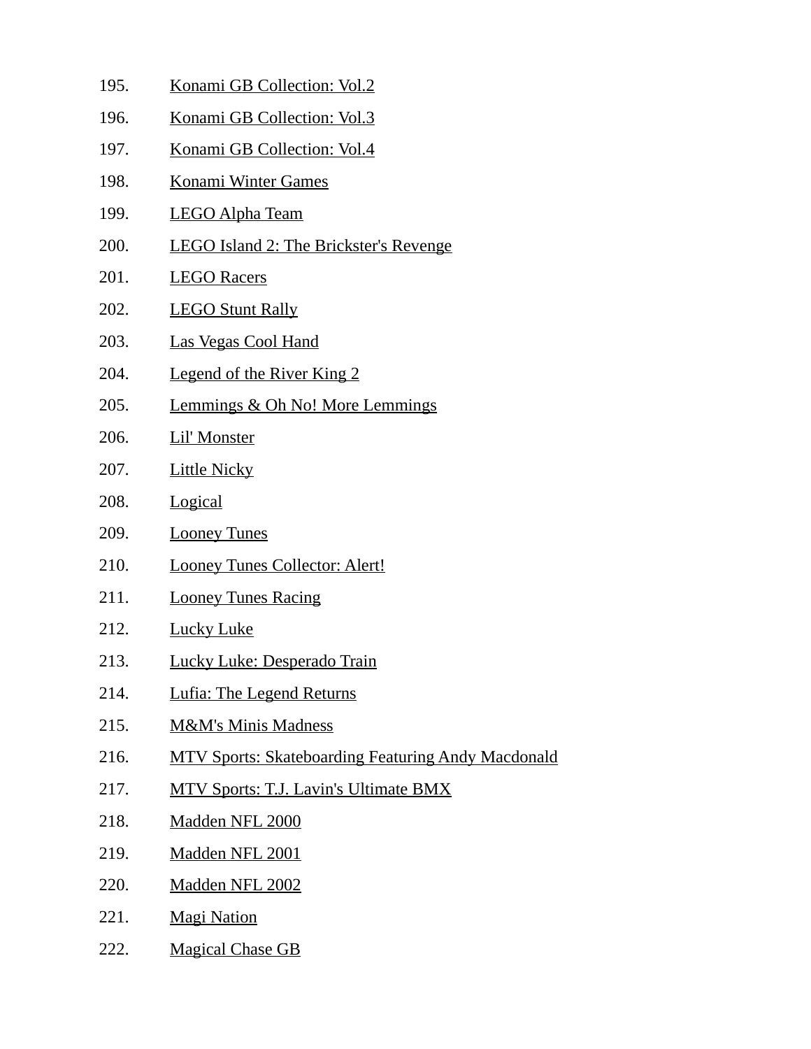195. Konami GB Collection: Vol.2
196. Konami GB Collection: Vol.3
197. Konami GB Collection: Vol.4
198. Konami Winter Games
199. LEGO Alpha Team
200. LEGO Island 2: The Brickster's Revenge
201. LEGO Racers
202. LEGO Stunt Rally
203. Las Vegas Cool Hand
204. Legend of the River King 2
205. Lemmings & Oh No! More Lemmings
206. Lil' Monster
207. Little Nicky
208. Logical
209. Looney Tunes
210. Looney Tunes Collector: Alert!
211. Looney Tunes Racing
212. Lucky Luke
213. Lucky Luke: Desperado Train
214. Lufia: The Legend Returns
215. M&M's Minis Madness
216. MTV Sports: Skateboarding Featuring Andy Macdonald
217. MTV Sports: T.J. Lavin's Ultimate BMX
218. Madden NFL 2000
219. Madden NFL 2001
220. Madden NFL 2002
221. Magi Nation
222. Magical Chase GB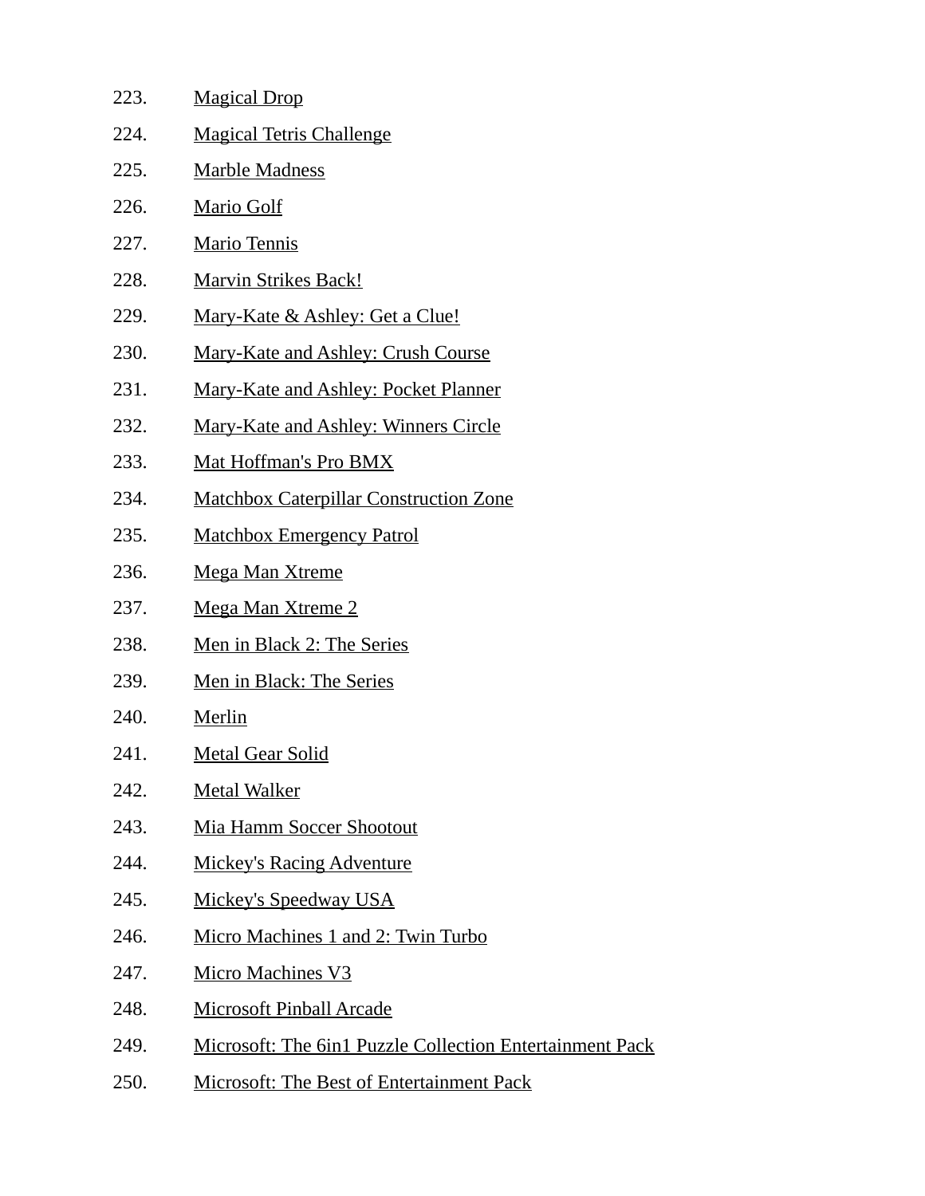223. Magical Drop
224. Magical Tetris Challenge
225. Marble Madness
226. Mario Golf
227. Mario Tennis
228. Marvin Strikes Back!
229. Mary-Kate & Ashley: Get a Clue!
230. Mary-Kate and Ashley: Crush Course
231. Mary-Kate and Ashley: Pocket Planner
232. Mary-Kate and Ashley: Winners Circle
233. Mat Hoffman's Pro BMX
234. Matchbox Caterpillar Construction Zone
235. Matchbox Emergency Patrol
236. Mega Man Xtreme
237. Mega Man Xtreme 2
238. Men in Black 2: The Series
239. Men in Black: The Series
240. Merlin
241. Metal Gear Solid
242. Metal Walker
243. Mia Hamm Soccer Shootout
244. Mickey's Racing Adventure
245. Mickey's Speedway USA
246. Micro Machines 1 and 2: Twin Turbo
247. Micro Machines V3
248. Microsoft Pinball Arcade
249. Microsoft: The 6in1 Puzzle Collection Entertainment Pack
250. Microsoft: The Best of Entertainment Pack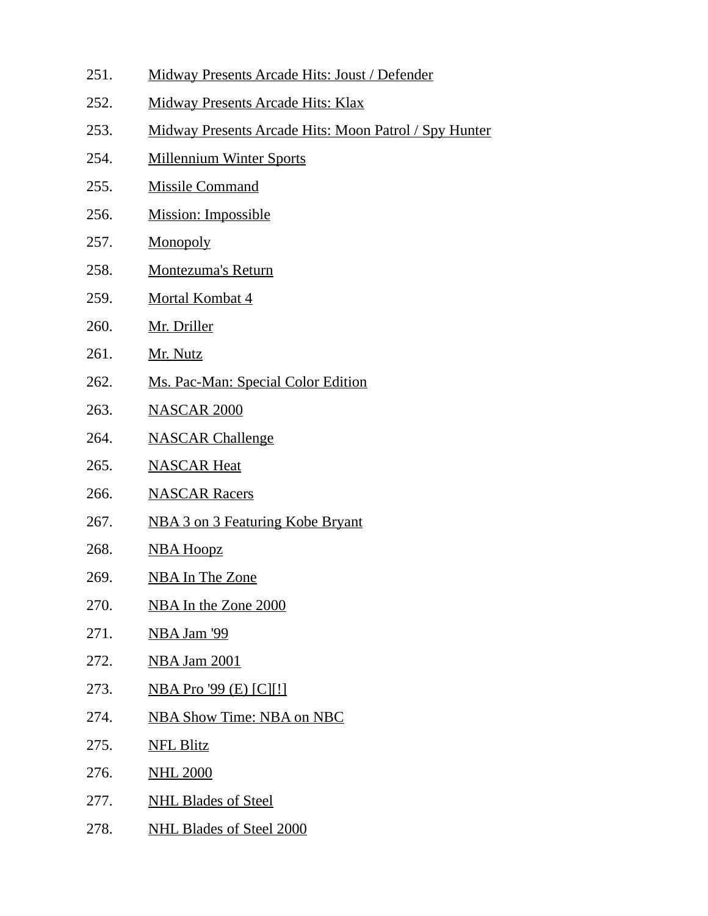251. Midway Presents Arcade Hits: Joust / Defender
252. Midway Presents Arcade Hits: Klax
253. Midway Presents Arcade Hits: Moon Patrol / Spy Hunter
254. Millennium Winter Sports
255. Missile Command
256. Mission: Impossible
257. Monopoly
258. Montezuma's Return
259. Mortal Kombat 4
260. Mr. Driller
261. Mr. Nutz
262. Ms. Pac-Man: Special Color Edition
263. NASCAR 2000
264. NASCAR Challenge
265. NASCAR Heat
266. NASCAR Racers
267. NBA 3 on 3 Featuring Kobe Bryant
268. NBA Hoopz
269. NBA In The Zone
270. NBA In the Zone 2000
271. NBA Jam '99
272. NBA Jam 2001
273. NBA Pro '99 (E) [C][!]
274. NBA Show Time: NBA on NBC
275. NFL Blitz
276. NHL 2000
277. NHL Blades of Steel
278. NHL Blades of Steel 2000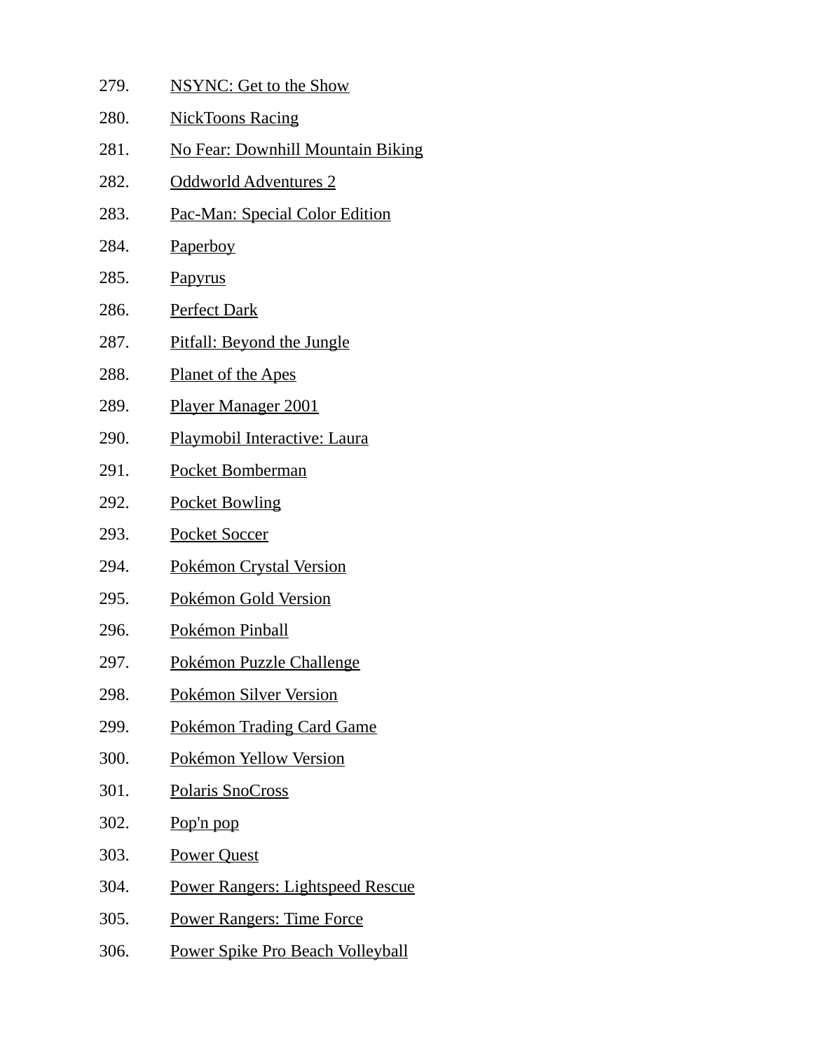279. NSYNC: Get to the Show
280. NickToons Racing
281. No Fear: Downhill Mountain Biking
282. Oddworld Adventures 2
283. Pac-Man: Special Color Edition
284. Paperboy
285. Papyrus
286. Perfect Dark
287. Pitfall: Beyond the Jungle
288. Planet of the Apes
289. Player Manager 2001
290. Playmobil Interactive: Laura
291. Pocket Bomberman
292. Pocket Bowling
293. Pocket Soccer
294. Pokémon Crystal Version
295. Pokémon Gold Version
296. Pokémon Pinball
297. Pokémon Puzzle Challenge
298. Pokémon Silver Version
299. Pokémon Trading Card Game
300. Pokémon Yellow Version
301. Polaris SnoCross
302. Pop'n pop
303. Power Quest
304. Power Rangers: Lightspeed Rescue
305. Power Rangers: Time Force
306. Power Spike Pro Beach Volleyball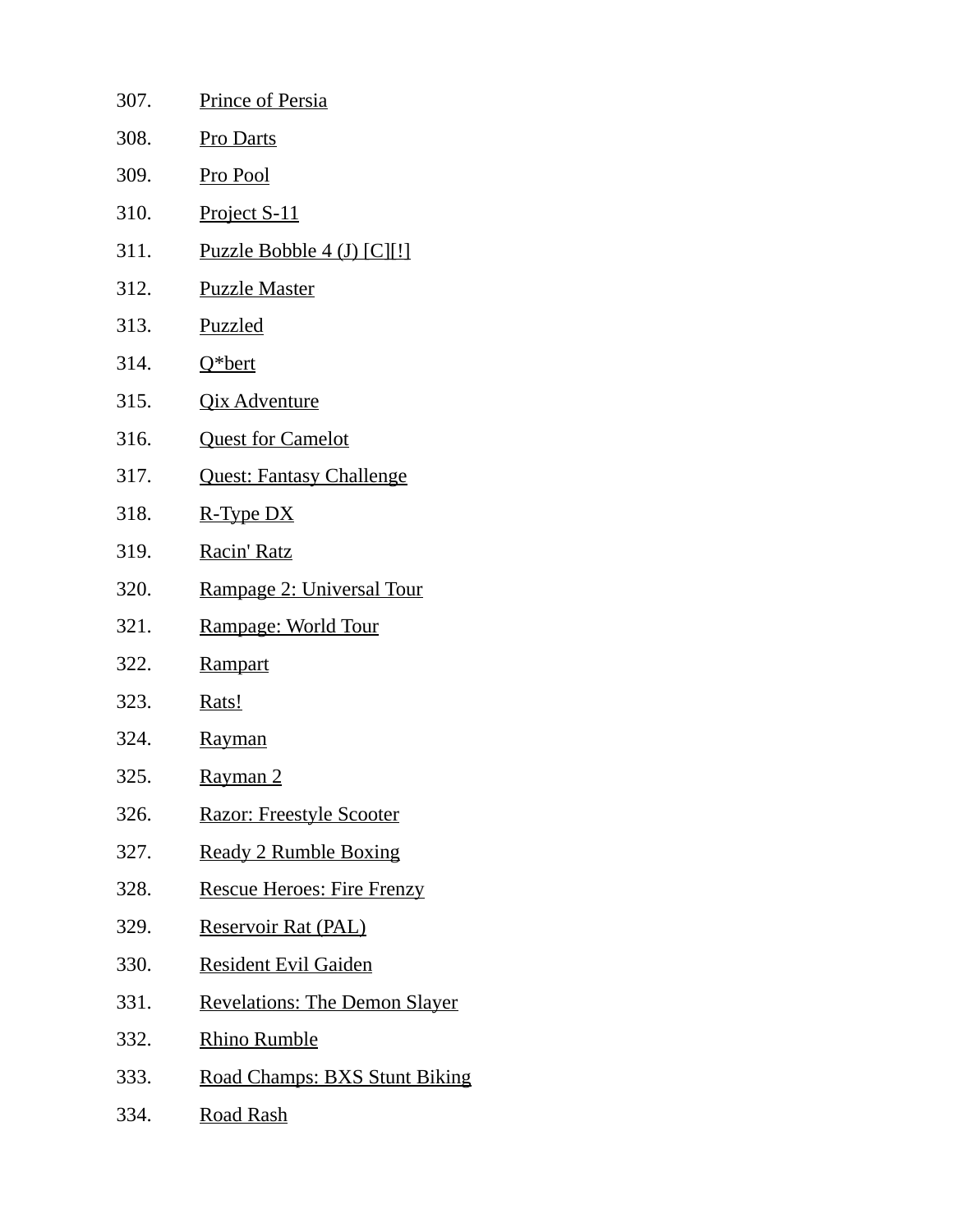307. Prince of Persia
308. Pro Darts
309. Pro Pool
310. Project S-11
311. Puzzle Bobble 4 (J) [C][!]
312. Puzzle Master
313. Puzzled
314. Q*bert
315. Qix Adventure
316. Quest for Camelot
317. Quest: Fantasy Challenge
318. R-Type DX
319. Racin' Ratz
320. Rampage 2: Universal Tour
321. Rampage: World Tour
322. Rampart
323. Rats!
324. Rayman
325. Rayman 2
326. Razor: Freestyle Scooter
327. Ready 2 Rumble Boxing
328. Rescue Heroes: Fire Frenzy
329. Reservoir Rat (PAL)
330. Resident Evil Gaiden
331. Revelations: The Demon Slayer
332. Rhino Rumble
333. Road Champs: BXS Stunt Biking
334. Road Rash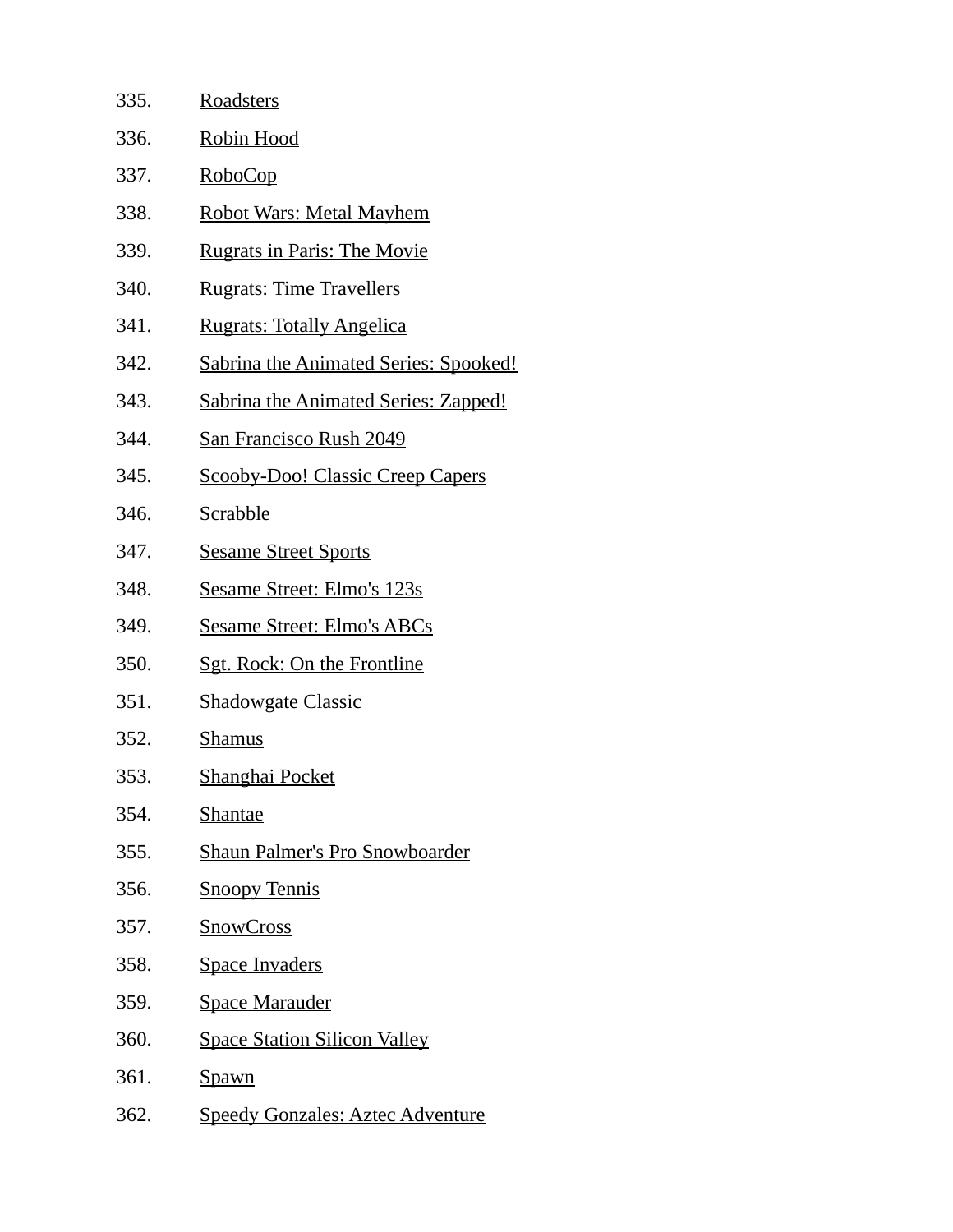335. Roadsters
336. Robin Hood
337. RoboCop
338. Robot Wars: Metal Mayhem
339. Rugrats in Paris: The Movie
340. Rugrats: Time Travellers
341. Rugrats: Totally Angelica
342. Sabrina the Animated Series: Spooked!
343. Sabrina the Animated Series: Zapped!
344. San Francisco Rush 2049
345. Scooby-Doo! Classic Creep Capers
346. Scrabble
347. Sesame Street Sports
348. Sesame Street: Elmo's 123s
349. Sesame Street: Elmo's ABCs
350. Sgt. Rock: On the Frontline
351. Shadowgate Classic
352. Shamus
353. Shanghai Pocket
354. Shantae
355. Shaun Palmer's Pro Snowboarder
356. Snoopy Tennis
357. SnowCross
358. Space Invaders
359. Space Marauder
360. Space Station Silicon Valley
361. Spawn
362. Speedy Gonzales: Aztec Adventure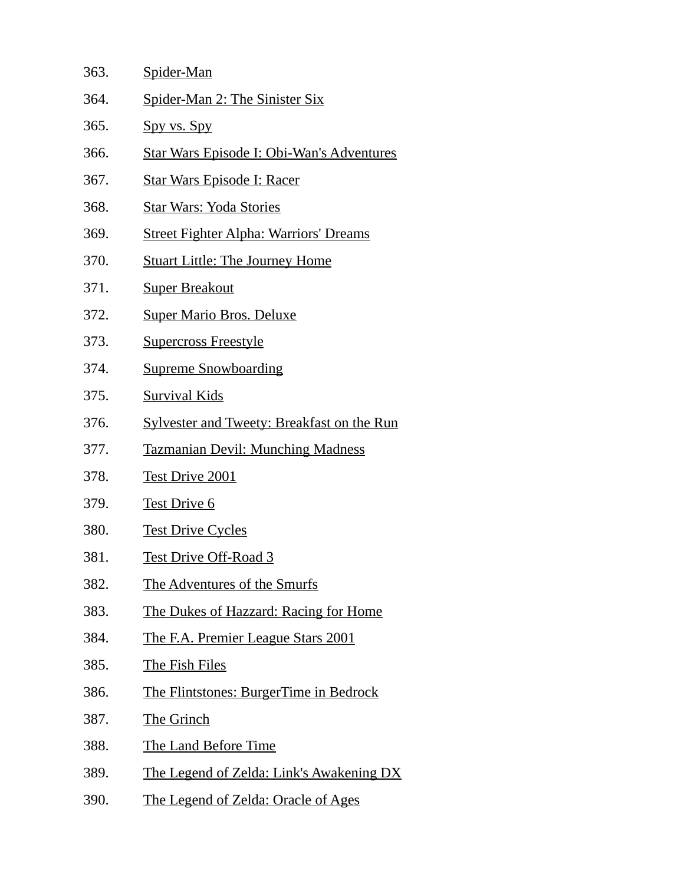363. Spider-Man
364. Spider-Man 2: The Sinister Six
365. Spy vs. Spy
366. Star Wars Episode I: Obi-Wan's Adventures
367. Star Wars Episode I: Racer
368. Star Wars: Yoda Stories
369. Street Fighter Alpha: Warriors' Dreams
370. Stuart Little: The Journey Home
371. Super Breakout
372. Super Mario Bros. Deluxe
373. Supercross Freestyle
374. Supreme Snowboarding
375. Survival Kids
376. Sylvester and Tweety: Breakfast on the Run
377. Tazmanian Devil: Munching Madness
378. Test Drive 2001
379. Test Drive 6
380. Test Drive Cycles
381. Test Drive Off-Road 3
382. The Adventures of the Smurfs
383. The Dukes of Hazzard: Racing for Home
384. The F.A. Premier League Stars 2001
385. The Fish Files
386. The Flintstones: BurgerTime in Bedrock
387. The Grinch
388. The Land Before Time
389. The Legend of Zelda: Link's Awakening DX
390. The Legend of Zelda: Oracle of Ages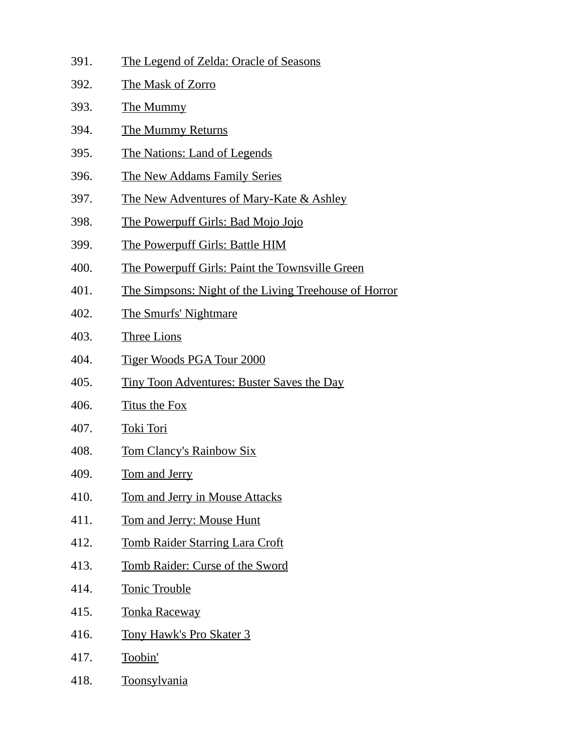391. The Legend of Zelda: Oracle of Seasons
392. The Mask of Zorro
393. The Mummy
394. The Mummy Returns
395. The Nations: Land of Legends
396. The New Addams Family Series
397. The New Adventures of Mary-Kate & Ashley
398. The Powerpuff Girls: Bad Mojo Jojo
399. The Powerpuff Girls: Battle HIM
400. The Powerpuff Girls: Paint the Townsville Green
401. The Simpsons: Night of the Living Treehouse of Horror
402. The Smurfs' Nightmare
403. Three Lions
404. Tiger Woods PGA Tour 2000
405. Tiny Toon Adventures: Buster Saves the Day
406. Titus the Fox
407. Toki Tori
408. Tom Clancy's Rainbow Six
409. Tom and Jerry
410. Tom and Jerry in Mouse Attacks
411. Tom and Jerry: Mouse Hunt
412. Tomb Raider Starring Lara Croft
413. Tomb Raider: Curse of the Sword
414. Tonic Trouble
415. Tonka Raceway
416. Tony Hawk's Pro Skater 3
417. Toobin'
418. Toonsylvania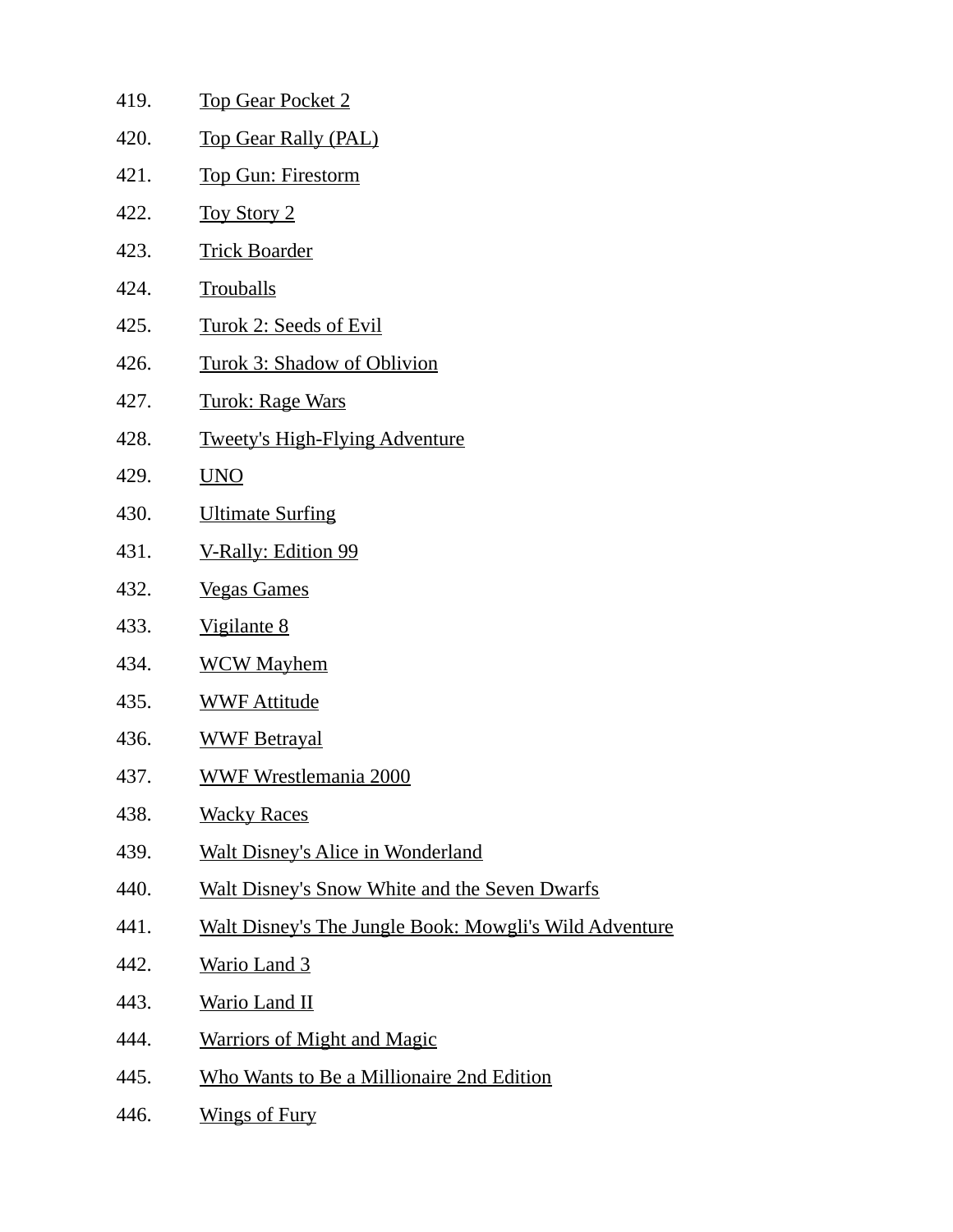419. Top Gear Pocket 2
420. Top Gear Rally (PAL)
421. Top Gun: Firestorm
422. Toy Story 2
423. Trick Boarder
424. Trouballs
425. Turok 2: Seeds of Evil
426. Turok 3: Shadow of Oblivion
427. Turok: Rage Wars
428. Tweety's High-Flying Adventure
429. UNO
430. Ultimate Surfing
431. V-Rally: Edition 99
432. Vegas Games
433. Vigilante 8
434. WCW Mayhem
435. WWF Attitude
436. WWF Betrayal
437. WWF Wrestlemania 2000
438. Wacky Races
439. Walt Disney's Alice in Wonderland
440. Walt Disney's Snow White and the Seven Dwarfs
441. Walt Disney's The Jungle Book: Mowgli's Wild Adventure
442. Wario Land 3
443. Wario Land II
444. Warriors of Might and Magic
445. Who Wants to Be a Millionaire 2nd Edition
446. Wings of Fury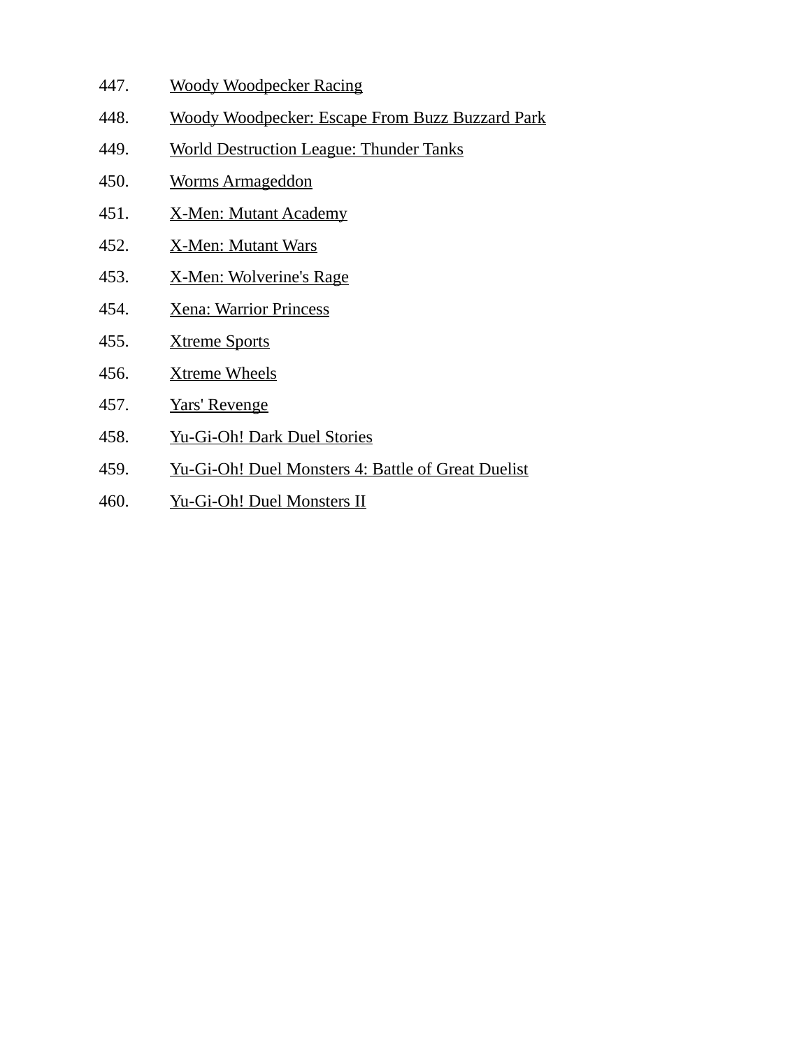447. Woody Woodpecker Racing
448. Woody Woodpecker: Escape From Buzz Buzzard Park
449. World Destruction League: Thunder Tanks
450. Worms Armageddon
451. X-Men: Mutant Academy
452. X-Men: Mutant Wars
453. X-Men: Wolverine's Rage
454. Xena: Warrior Princess
455. Xtreme Sports
456. Xtreme Wheels
457. Yars' Revenge
458. Yu-Gi-Oh! Dark Duel Stories
459. Yu-Gi-Oh! Duel Monsters 4: Battle of Great Duelist
460. Yu-Gi-Oh! Duel Monsters II